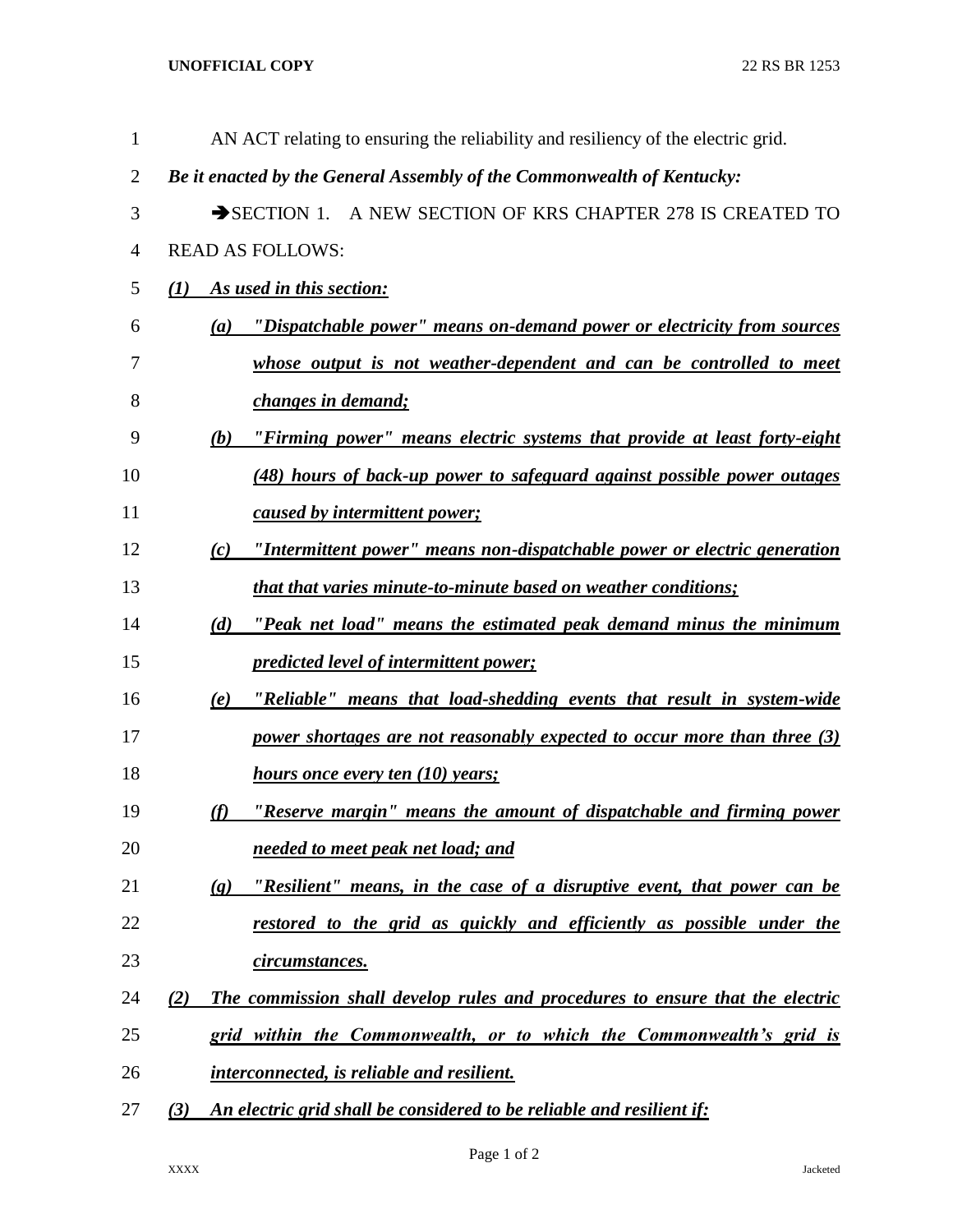AN ACT relating to ensuring the reliability and resiliency of the electric grid.

***Be it enacted by the General Assembly of the Commonwealth of Kentucky:***

➔SECTION 1. A NEW SECTION OF KRS CHAPTER 278 IS CREATED TO READ AS FOLLOWS:

***(1) As used in this section:***

***(a) "Dispatchable power" means on-demand power or electricity from sources whose output is not weather-dependent and can be controlled to meet changes in demand;***

***(b) "Firming power" means electric systems that provide at least forty-eight (48) hours of back-up power to safeguard against possible power outages caused by intermittent power;***

***(c) "Intermittent power" means non-dispatchable power or electric generation that that varies minute-to-minute based on weather conditions;***

***(d) "Peak net load" means the estimated peak demand minus the minimum predicted level of intermittent power;***

***(e) "Reliable" means that load-shedding events that result in system-wide power shortages are not reasonably expected to occur more than three (3) hours once every ten (10) years;***

***(f) "Reserve margin" means the amount of dispatchable and firming power needed to meet peak net load; and***

***(g) "Resilient" means, in the case of a disruptive event, that power can be restored to the grid as quickly and efficiently as possible under the circumstances.***

***(2) The commission shall develop rules and procedures to ensure that the electric grid within the Commonwealth, or to which the Commonwealth's grid is interconnected, is reliable and resilient.***

***(3) An electric grid shall be considered to be reliable and resilient if:***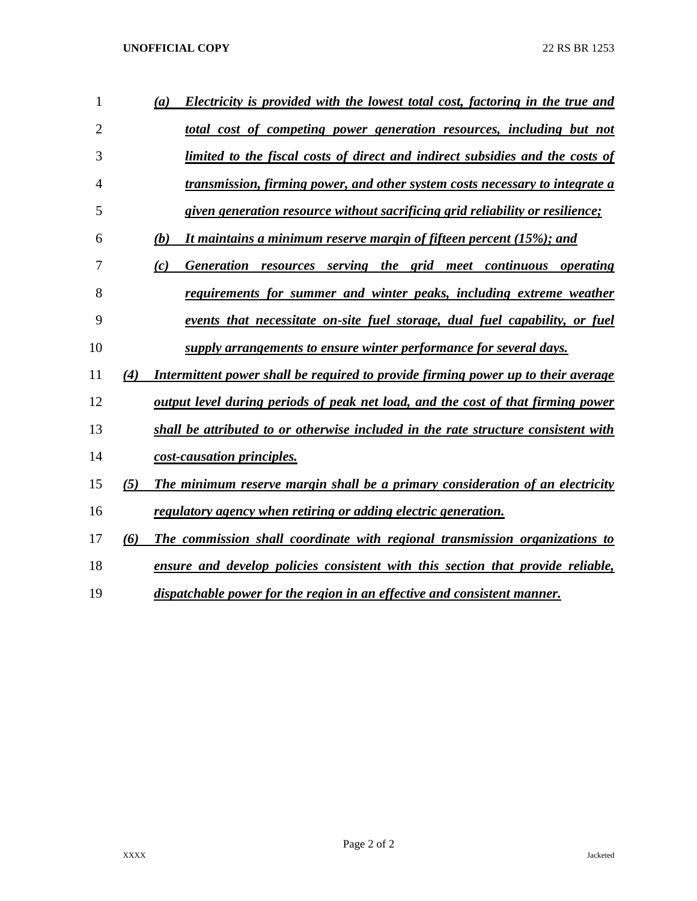*(a) Electricity is provided with the lowest total cost, factoring in the true and total cost of competing power generation resources, including but not limited to the fiscal costs of direct and indirect subsidies and the costs of transmission, firming power, and other system costs necessary to integrate a given generation resource without sacrificing grid reliability or resilience;*

*(b) It maintains a minimum reserve margin of fifteen percent (15%); and*

*(c) Generation resources serving the grid meet continuous operating requirements for summer and winter peaks, including extreme weather events that necessitate on-site fuel storage, dual fuel capability, or fuel supply arrangements to ensure winter performance for several days.*

*(4) Intermittent power shall be required to provide firming power up to their average output level during periods of peak net load, and the cost of that firming power shall be attributed to or otherwise included in the rate structure consistent with cost-causation principles.*

*(5) The minimum reserve margin shall be a primary consideration of an electricity regulatory agency when retiring or adding electric generation.*

*(6) The commission shall coordinate with regional transmission organizations to ensure and develop policies consistent with this section that provide reliable, dispatchable power for the region in an effective and consistent manner.*